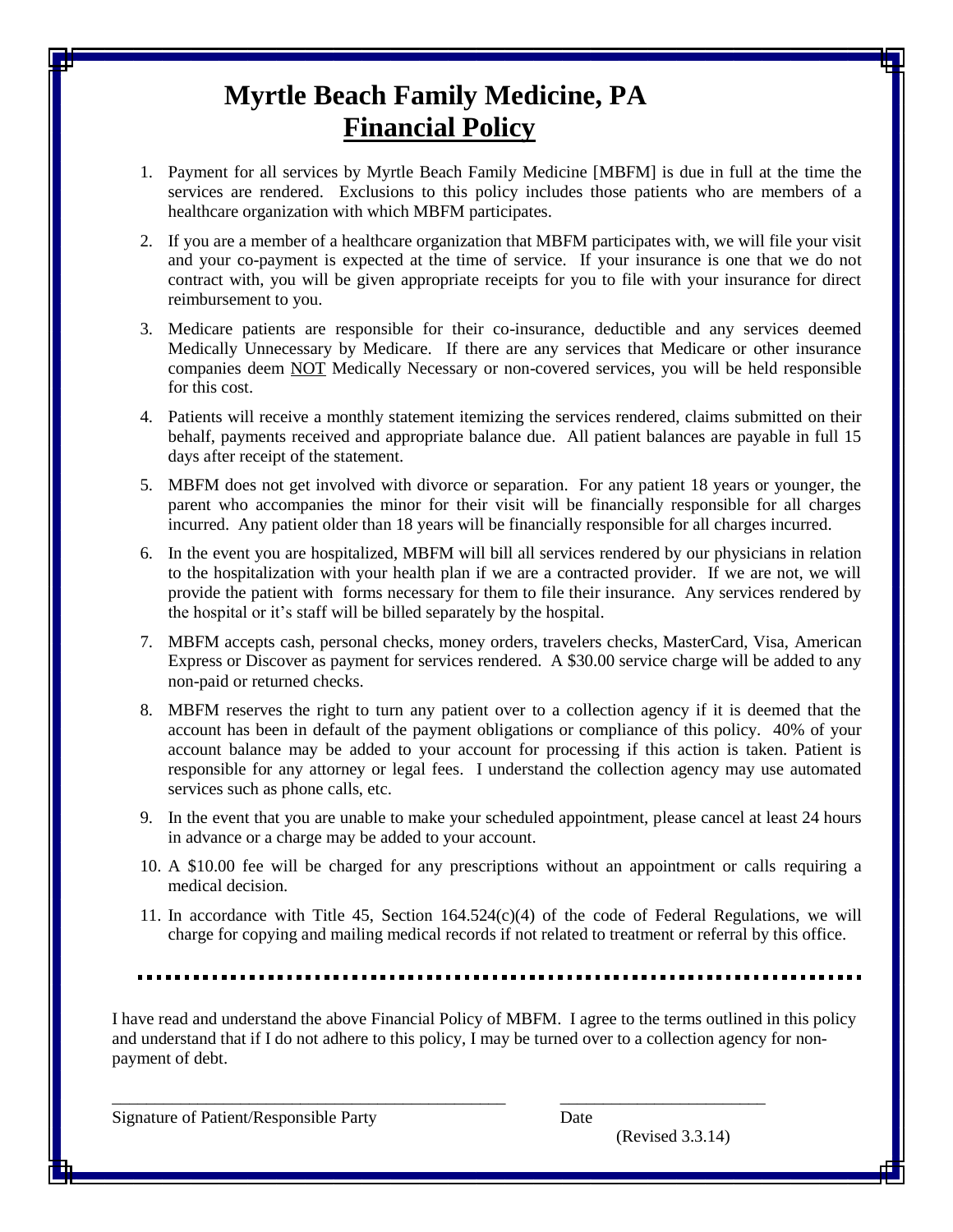# Myrtle Beach Family Medicine, PA

## **Financial Policy**

1. Payment for all services by Myrtle Beach Family Medicine [MBFM] is due in full at the time the services are rendered. Exclusions to this policy includes those patients who are members of a healthcare organization with which MBFM participates.
2. If you are a member of a healthcare organization that MBFM participates with, we will file your visit and your co-payment is expected at the time of service. If your insurance is one that we do not contract with, you will be given appropriate receipts for you to file with your insurance for direct reimbursement to you.
3. Medicare patients are responsible for their co-insurance, deductible and any services deemed Medically Unnecessary by Medicare. If there are any services that Medicare or other insurance companies deem NOT Medically Necessary or non-covered services, you will be held responsible for this cost.
4. Patients will receive a monthly statement itemizing the services rendered, claims submitted on their behalf, payments received and appropriate balance due. All patient balances are payable in full 15 days after receipt of the statement.
5. MBFM does not get involved with divorce or separation. For any patient 18 years or younger, the parent who accompanies the minor for their visit will be financially responsible for all charges incurred. Any patient older than 18 years will be financially responsible for all charges incurred.
6. In the event you are hospitalized, MBFM will bill all services rendered by our physicians in relation to the hospitalization with your health plan if we are a contracted provider. If we are not, we will provide the patient with forms necessary for them to file their insurance. Any services rendered by the hospital or it's staff will be billed separately by the hospital.
7. MBFM accepts cash, personal checks, money orders, travelers checks, MasterCard, Visa, American Express or Discover as payment for services rendered. A $30.00 service charge will be added to any non-paid or returned checks.
8. MBFM reserves the right to turn any patient over to a collection agency if it is deemed that the account has been in default of the payment obligations or compliance of this policy. 40% of your account balance may be added to your account for processing if this action is taken. Patient is responsible for any attorney or legal fees. I understand the collection agency may use automated services such as phone calls, etc.
9. In the event that you are unable to make your scheduled appointment, please cancel at least 24 hours in advance or a charge may be added to your account.
10. A $10.00 fee will be charged for any prescriptions without an appointment or calls requiring a medical decision.
11. In accordance with Title 45, Section 164.524(c)(4) of the code of Federal Regulations, we will charge for copying and mailing medical records if not related to treatment or referral by this office.

---

I have read and understand the above Financial Policy of MBFM. I agree to the terms outlined in this policy and understand that if I do not adhere to this policy, I may be turned over to a collection agency for non-payment of debt.

_______________________________________________ ________________________

Signature of Patient/Responsible Party Date

(Revised 3.3.14)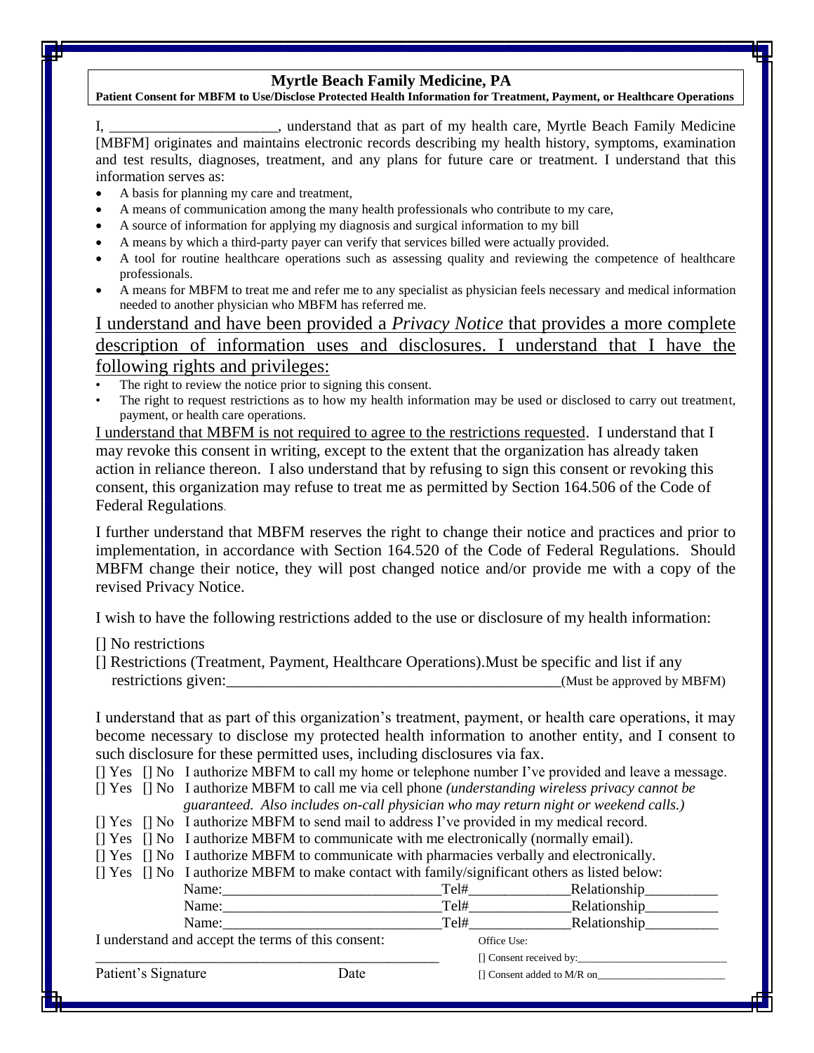**Myrtle Beach Family Medicine, PA**

**Patient Consent for MBFM to Use/Disclose Protected Health Information for Treatment, Payment, or Healthcare Operations**

I, _______________________, understand that as part of my health care, Myrtle Beach Family Medicine [MBFM] originates and maintains electronic records describing my health history, symptoms, examination and test results, diagnoses, treatment, and any plans for future care or treatment. I understand that this information serves as:

- A basis for planning my care and treatment,
- A means of communication among the many health professionals who contribute to my care,
- A source of information for applying my diagnosis and surgical information to my bill
- A means by which a third-party payer can verify that services billed were actually provided.
- A tool for routine healthcare operations such as assessing quality and reviewing the competence of healthcare professionals.
- A means for MBFM to treat me and refer me to any specialist as physician feels necessary and medical information needed to another physician who MBFM has referred me.

<u>I understand and have been provided a *Privacy Notice* that provides a more complete description of information uses and disclosures. I understand that I have the following rights and privileges:</u>

- The right to review the notice prior to signing this consent.
- The right to request restrictions as to how my health information may be used or disclosed to carry out treatment, payment, or health care operations.

<u>I understand that MBFM is not required to agree to the restrictions requested</u>. I understand that I may revoke this consent in writing, except to the extent that the organization has already taken action in reliance thereon. I also understand that by refusing to sign this consent or revoking this consent, this organization may refuse to treat me as permitted by Section 164.506 of the Code of Federal Regulations.

I further understand that MBFM reserves the right to change their notice and practices and prior to implementation, in accordance with Section 164.520 of the Code of Federal Regulations. Should MBFM change their notice, they will post changed notice and/or provide me with a copy of the revised Privacy Notice.

I wish to have the following restrictions added to the use or disclosure of my health information:

[] No restrictions

[] Restrictions (Treatment, Payment, Healthcare Operations).Must be specific and list if any restrictions given:____________________________________________(Must be approved by MBFM)

I understand that as part of this organization's treatment, payment, or health care operations, it may become necessary to disclose my protected health information to another entity, and I consent to such disclosure for these permitted uses, including disclosures via fax.

[] Yes [] No I authorize MBFM to call my home or telephone number I've provided and leave a message.

[] Yes [] No I authorize MBFM to call me via cell phone *(understanding wireless privacy cannot be guaranteed. Also includes on-call physician who may return night or weekend calls.)*

[] Yes [] No I authorize MBFM to send mail to address I've provided in my medical record.

[] Yes [] No I authorize MBFM to communicate with me electronically (normally email).

[] Yes [] No I authorize MBFM to communicate with pharmacies verbally and electronically.

[] Yes [] No I authorize MBFM to make contact with family/significant others as listed below:

Name:_____________________________Tel#_____________Relationship_________

Name:_____________________________Tel#_____________Relationship_________

Name:_____________________________Tel#_____________Relationship_________

I understand and accept the terms of this consent:

__________________________________________________

Patient's Signature Date

Office Use:

[] Consent received by:__________________________

[] Consent added to M/R on______________________